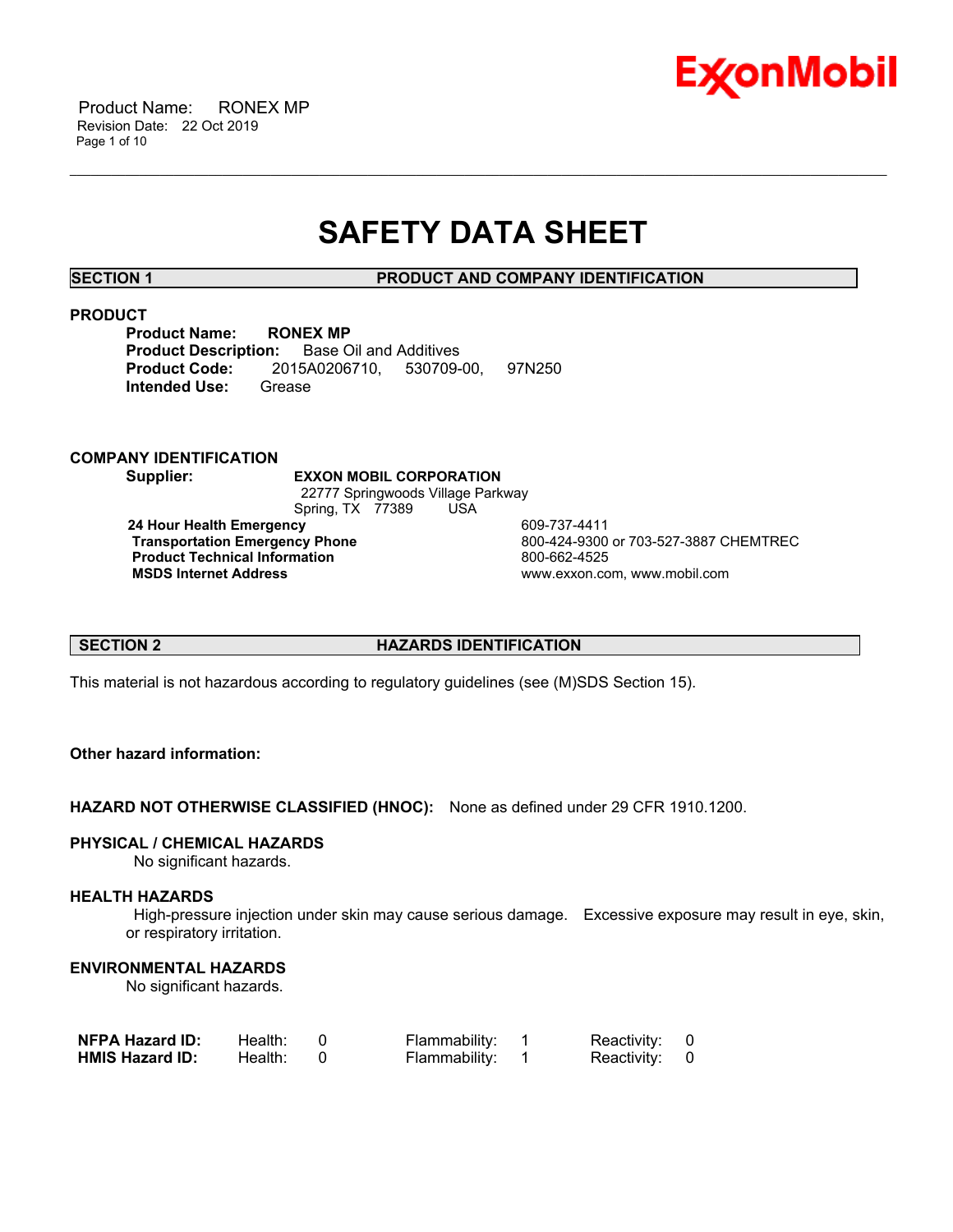# SAFETY DATA SHEET

## SECTION 1 PRODUCT AND COMPANY IDENTIFICATION

### PRODUCT

**Product Name:** **RONEX MP**
**Product Description:** Base Oil and Additives
**Product Code:** 2015A0206710, 530709-00, 97N250
**Intended Use:** Grease

### COMPANY IDENTIFICATION

**Supplier:** **EXXON MOBIL CORPORATION**
22777 Springwoods Village Parkway
Spring, TX 77389 USA

| | |
|---|---|
| **24 Hour Health Emergency** | 609-737-4411 |
| **Transportation Emergency Phone** | 800-424-9300 or 703-527-3887 CHEMTREC |
| **Product Technical Information** | 800-662-4525 |
| **MSDS Internet Address** | www.exxon.com, www.mobil.com |

## SECTION 2 HAZARDS IDENTIFICATION

This material is not hazardous according to regulatory guidelines (see (M)SDS Section 15).

**Other hazard information:**

**HAZARD NOT OTHERWISE CLASSIFIED (HNOC):** None as defined under 29 CFR 1910.1200.

### PHYSICAL / CHEMICAL HAZARDS

No significant hazards.

### HEALTH HAZARDS

High-pressure injection under skin may cause serious damage. Excessive exposure may result in eye, skin, or respiratory irritation.

### ENVIRONMENTAL HAZARDS

No significant hazards.

| | | | | | | |
|---|---|---|---|---|---|---|
| **NFPA Hazard ID:** | Health: | 0 | Flammability: | 1 | Reactivity: | 0 |
| **HMIS Hazard ID:** | Health: | 0 | Flammability: | 1 | Reactivity: | 0 |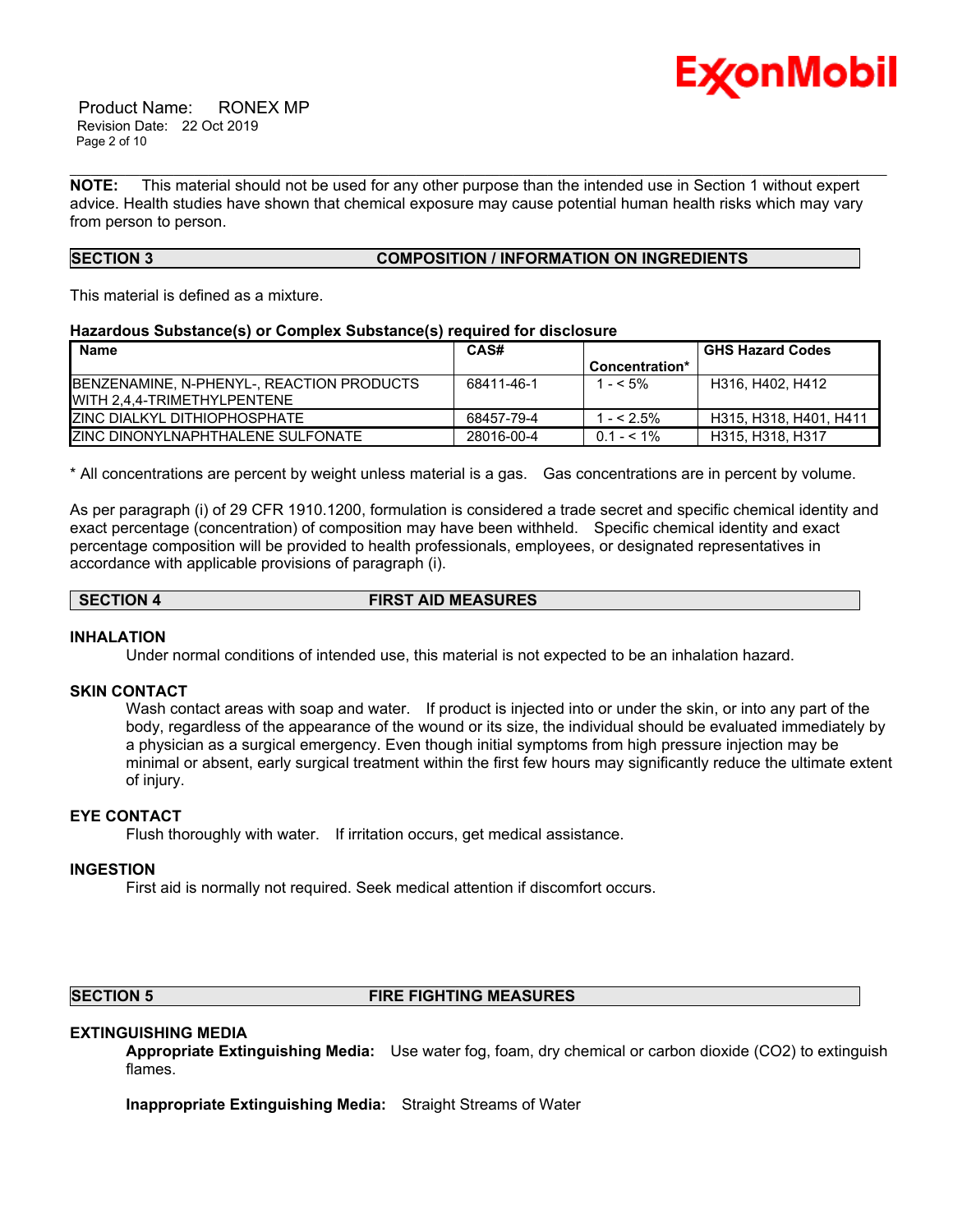**NOTE:** This material should not be used for any other purpose than the intended use in Section 1 without expert advice. Health studies have shown that chemical exposure may cause potential human health risks which may vary from person to person.

## SECTION 3 COMPOSITION / INFORMATION ON INGREDIENTS

This material is defined as a mixture.

**Hazardous Substance(s) or Complex Substance(s) required for disclosure**

| Name | CAS# | Concentration* | GHS Hazard Codes |
|---|---|---|---|
| BENZENAMINE, N-PHENYL-, REACTION PRODUCTS WITH 2,4,4-TRIMETHYLPENTENE | 68411-46-1 | 1 - < 5% | H316, H402, H412 |
| ZINC DIALKYL DITHIOPHOSPHATE | 68457-79-4 | 1 - < 2.5% | H315, H318, H401, H411 |
| ZINC DINONYLNAPHTHALENE SULFONATE | 28016-00-4 | 0.1 - < 1% | H315, H318, H317 |

* All concentrations are percent by weight unless material is a gas. Gas concentrations are in percent by volume.

As per paragraph (i) of 29 CFR 1910.1200, formulation is considered a trade secret and specific chemical identity and exact percentage (concentration) of composition may have been withheld. Specific chemical identity and exact percentage composition will be provided to health professionals, employees, or designated representatives in accordance with applicable provisions of paragraph (i).

## SECTION 4 FIRST AID MEASURES

### INHALATION

Under normal conditions of intended use, this material is not expected to be an inhalation hazard.

### SKIN CONTACT

Wash contact areas with soap and water. If product is injected into or under the skin, or into any part of the body, regardless of the appearance of the wound or its size, the individual should be evaluated immediately by a physician as a surgical emergency. Even though initial symptoms from high pressure injection may be minimal or absent, early surgical treatment within the first few hours may significantly reduce the ultimate extent of injury.

### EYE CONTACT

Flush thoroughly with water. If irritation occurs, get medical assistance.

### INGESTION

First aid is normally not required. Seek medical attention if discomfort occurs.

## SECTION 5 FIRE FIGHTING MEASURES

### EXTINGUISHING MEDIA

**Appropriate Extinguishing Media:** Use water fog, foam, dry chemical or carbon dioxide ($CO_2$) to extinguish flames.

**Inappropriate Extinguishing Media:** Straight Streams of Water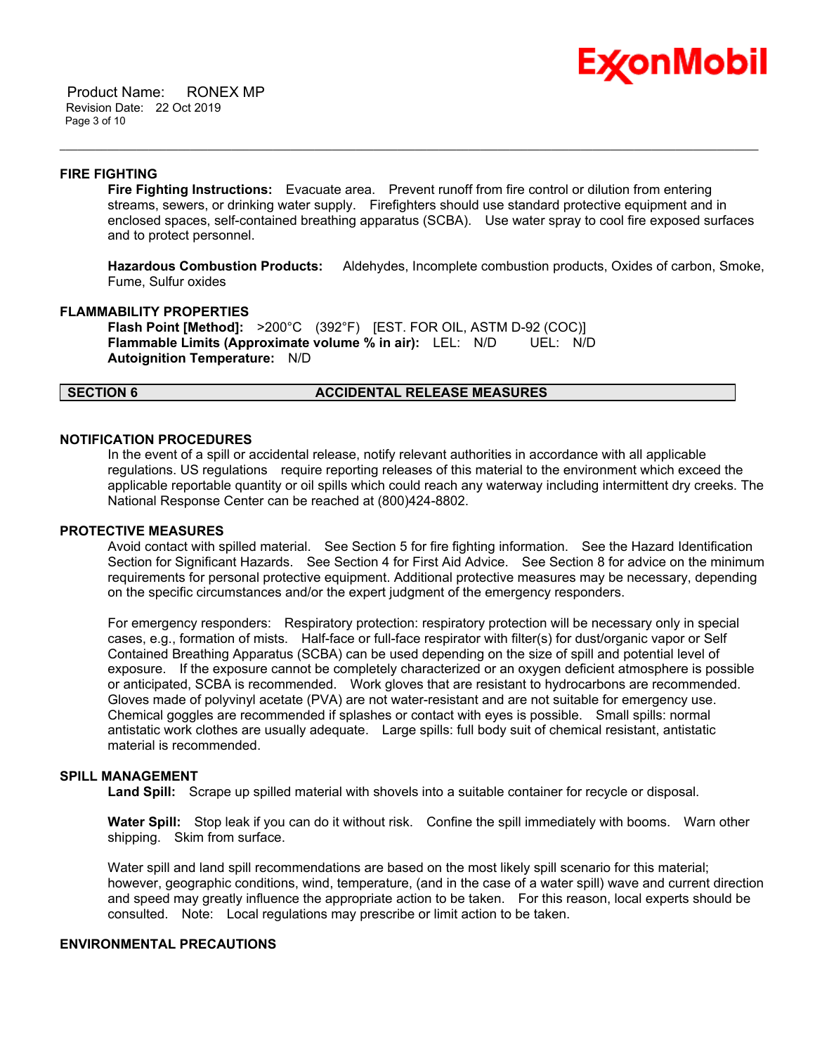### FIRE FIGHTING

**Fire Fighting Instructions:** Evacuate area. Prevent runoff from fire control or dilution from entering streams, sewers, or drinking water supply. Firefighters should use standard protective equipment and in enclosed spaces, self-contained breathing apparatus (SCBA). Use water spray to cool fire exposed surfaces and to protect personnel.

**Hazardous Combustion Products:** Aldehydes, Incomplete combustion products, Oxides of carbon, Smoke, Fume, Sulfur oxides

### FLAMMABILITY PROPERTIES

**Flash Point [Method]:** >200°C (392°F) [EST. FOR OIL, ASTM D-92 (COC)]
**Flammable Limits (Approximate volume % in air):** LEL: N/D UEL: N/D
**Autoignition Temperature:** N/D

## SECTION 6 ACCIDENTAL RELEASE MEASURES

### NOTIFICATION PROCEDURES

In the event of a spill or accidental release, notify relevant authorities in accordance with all applicable regulations. US regulations require reporting releases of this material to the environment which exceed the applicable reportable quantity or oil spills which could reach any waterway including intermittent dry creeks. The National Response Center can be reached at (800)424-8802.

### PROTECTIVE MEASURES

Avoid contact with spilled material. See Section 5 for fire fighting information. See the Hazard Identification Section for Significant Hazards. See Section 4 for First Aid Advice. See Section 8 for advice on the minimum requirements for personal protective equipment. Additional protective measures may be necessary, depending on the specific circumstances and/or the expert judgment of the emergency responders.

For emergency responders: Respiratory protection: respiratory protection will be necessary only in special cases, e.g., formation of mists. Half-face or full-face respirator with filter(s) for dust/organic vapor or Self Contained Breathing Apparatus (SCBA) can be used depending on the size of spill and potential level of exposure. If the exposure cannot be completely characterized or an oxygen deficient atmosphere is possible or anticipated, SCBA is recommended. Work gloves that are resistant to hydrocarbons are recommended. Gloves made of polyvinyl acetate (PVA) are not water-resistant and are not suitable for emergency use. Chemical goggles are recommended if splashes or contact with eyes is possible. Small spills: normal antistatic work clothes are usually adequate. Large spills: full body suit of chemical resistant, antistatic material is recommended.

### SPILL MANAGEMENT

**Land Spill:** Scrape up spilled material with shovels into a suitable container for recycle or disposal.

**Water Spill:** Stop leak if you can do it without risk. Confine the spill immediately with booms. Warn other shipping. Skim from surface.

Water spill and land spill recommendations are based on the most likely spill scenario for this material; however, geographic conditions, wind, temperature, (and in the case of a water spill) wave and current direction and speed may greatly influence the appropriate action to be taken. For this reason, local experts should be consulted. Note: Local regulations may prescribe or limit action to be taken.

### ENVIRONMENTAL PRECAUTIONS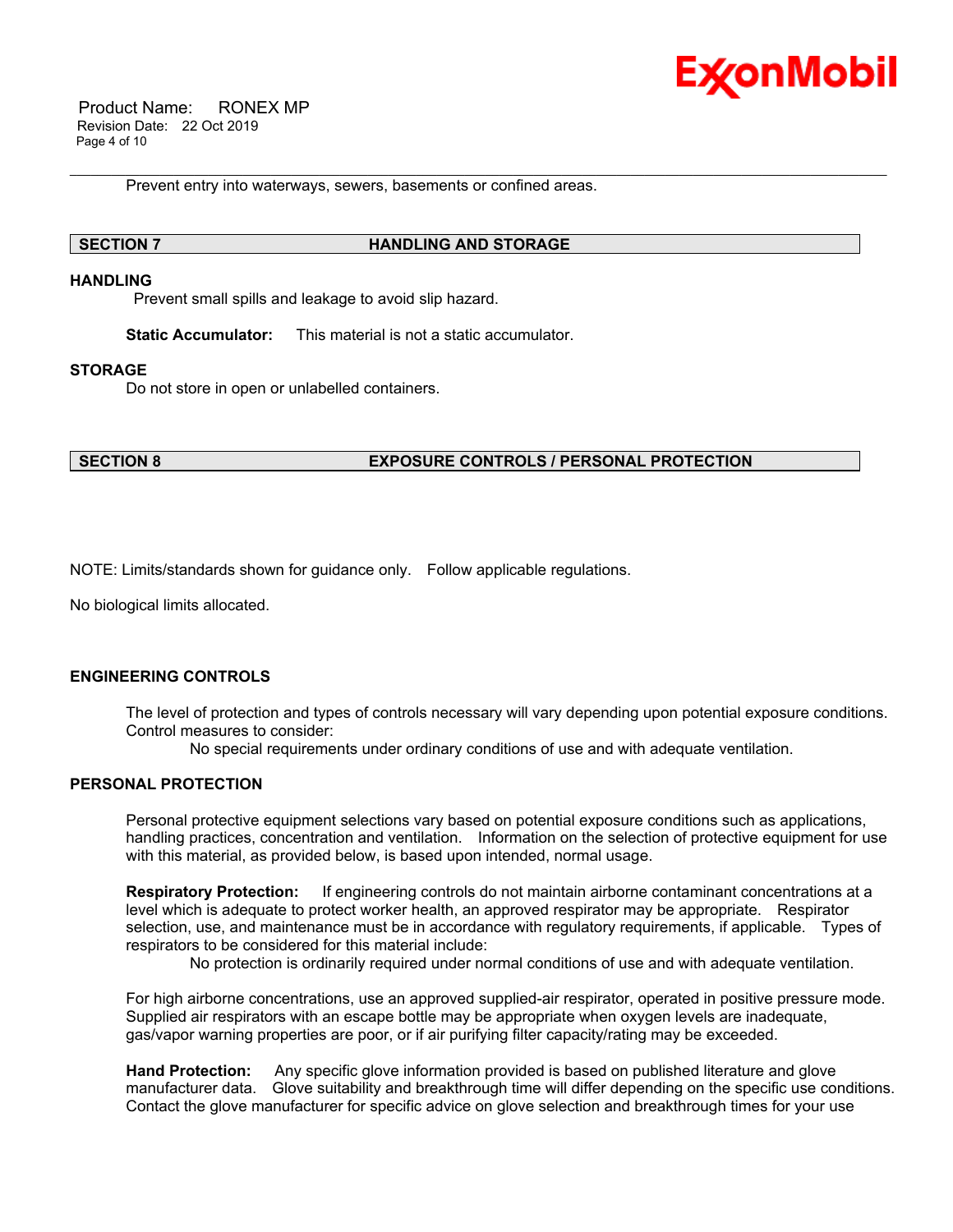Prevent entry into waterways, sewers, basements or confined areas.

## SECTION 7 HANDLING AND STORAGE

### HANDLING

Prevent small spills and leakage to avoid slip hazard.

**Static Accumulator:** This material is not a static accumulator.

### STORAGE

Do not store in open or unlabelled containers.

## SECTION 8 EXPOSURE CONTROLS / PERSONAL PROTECTION

NOTE: Limits/standards shown for guidance only. Follow applicable regulations.

No biological limits allocated.

### ENGINEERING CONTROLS

The level of protection and types of controls necessary will vary depending upon potential exposure conditions. Control measures to consider:

No special requirements under ordinary conditions of use and with adequate ventilation.

### PERSONAL PROTECTION

Personal protective equipment selections vary based on potential exposure conditions such as applications, handling practices, concentration and ventilation. Information on the selection of protective equipment for use with this material, as provided below, is based upon intended, normal usage.

**Respiratory Protection:** If engineering controls do not maintain airborne contaminant concentrations at a level which is adequate to protect worker health, an approved respirator may be appropriate. Respirator selection, use, and maintenance must be in accordance with regulatory requirements, if applicable. Types of respirators to be considered for this material include:

No protection is ordinarily required under normal conditions of use and with adequate ventilation.

For high airborne concentrations, use an approved supplied-air respirator, operated in positive pressure mode. Supplied air respirators with an escape bottle may be appropriate when oxygen levels are inadequate, gas/vapor warning properties are poor, or if air purifying filter capacity/rating may be exceeded.

**Hand Protection:** Any specific glove information provided is based on published literature and glove manufacturer data. Glove suitability and breakthrough time will differ depending on the specific use conditions. Contact the glove manufacturer for specific advice on glove selection and breakthrough times for your use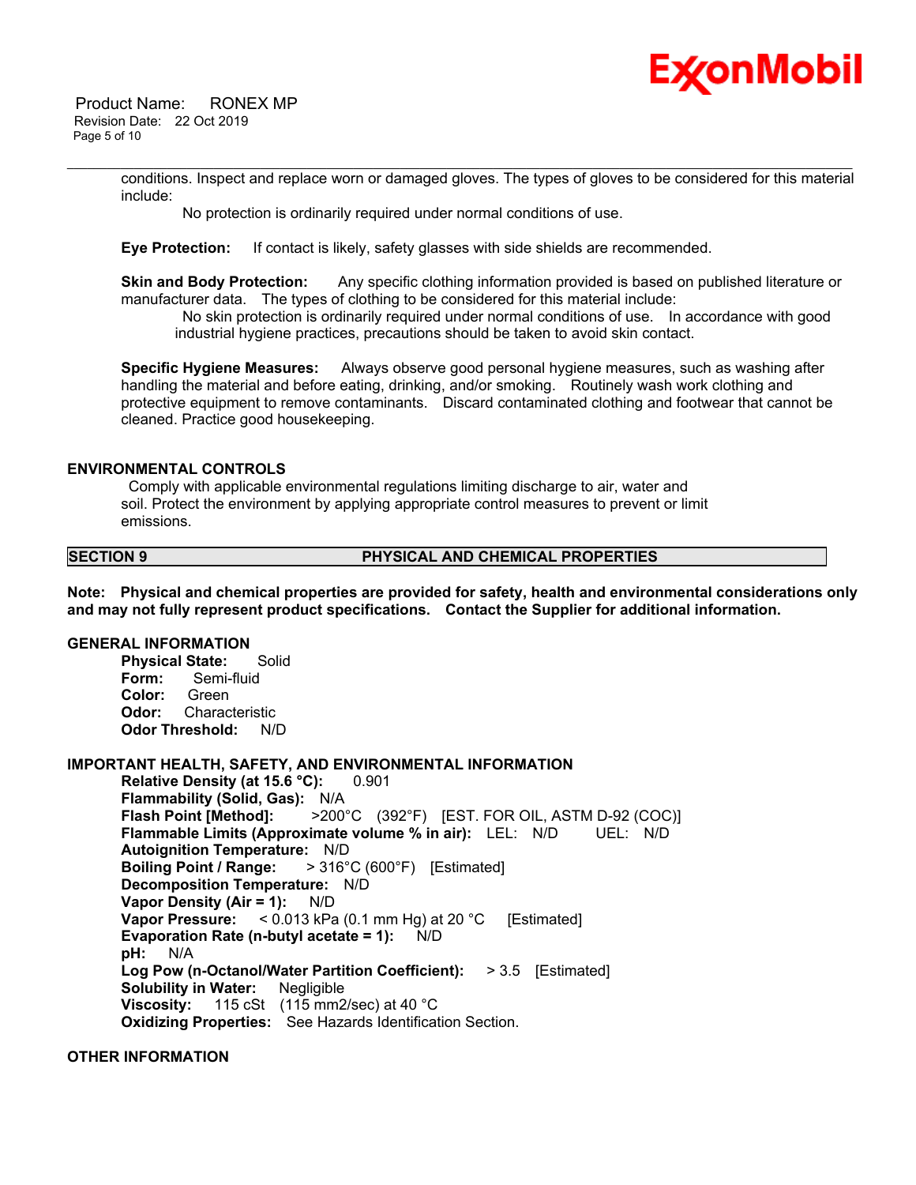conditions. Inspect and replace worn or damaged gloves. The types of gloves to be considered for this material include:

No protection is ordinarily required under normal conditions of use.

**Eye Protection:** If contact is likely, safety glasses with side shields are recommended.

**Skin and Body Protection:** Any specific clothing information provided is based on published literature or manufacturer data. The types of clothing to be considered for this material include:

No skin protection is ordinarily required under normal conditions of use. In accordance with good industrial hygiene practices, precautions should be taken to avoid skin contact.

**Specific Hygiene Measures:** Always observe good personal hygiene measures, such as washing after handling the material and before eating, drinking, and/or smoking. Routinely wash work clothing and protective equipment to remove contaminants. Discard contaminated clothing and footwear that cannot be cleaned. Practice good housekeeping.

### ENVIRONMENTAL CONTROLS

Comply with applicable environmental regulations limiting discharge to air, water and soil. Protect the environment by applying appropriate control measures to prevent or limit emissions.

## SECTION 9 PHYSICAL AND CHEMICAL PROPERTIES

**Note: Physical and chemical properties are provided for safety, health and environmental considerations only and may not fully represent product specifications. Contact the Supplier for additional information.**

### GENERAL INFORMATION

**Physical State:** Solid
**Form:** Semi-fluid
**Color:** Green
**Odor:** Characteristic
**Odor Threshold:** N/D

### IMPORTANT HEALTH, SAFETY, AND ENVIRONMENTAL INFORMATION

**Relative Density (at 15.6 °C):** 0.901
**Flammability (Solid, Gas):** N/A
**Flash Point [Method]:** >200°C (392°F) [EST. FOR OIL, ASTM D-92 (COC)]
**Flammable Limits (Approximate volume % in air):** LEL: N/D UEL: N/D
**Autoignition Temperature:** N/D
**Boiling Point / Range:** > 316°C (600°F) [Estimated]
**Decomposition Temperature:** N/D
**Vapor Density (Air = 1):** N/D
**Vapor Pressure:** < 0.013 kPa (0.1 mm Hg) at 20 °C [Estimated]
**Evaporation Rate (n-butyl acetate = 1):** N/D
**pH:** N/A
**Log Pow (n-Octanol/Water Partition Coefficient):** > 3.5 [Estimated]
**Solubility in Water:** Negligible
**Viscosity:** 115 cSt (115 mm2/sec) at 40 °C
**Oxidizing Properties:** See Hazards Identification Section.

### OTHER INFORMATION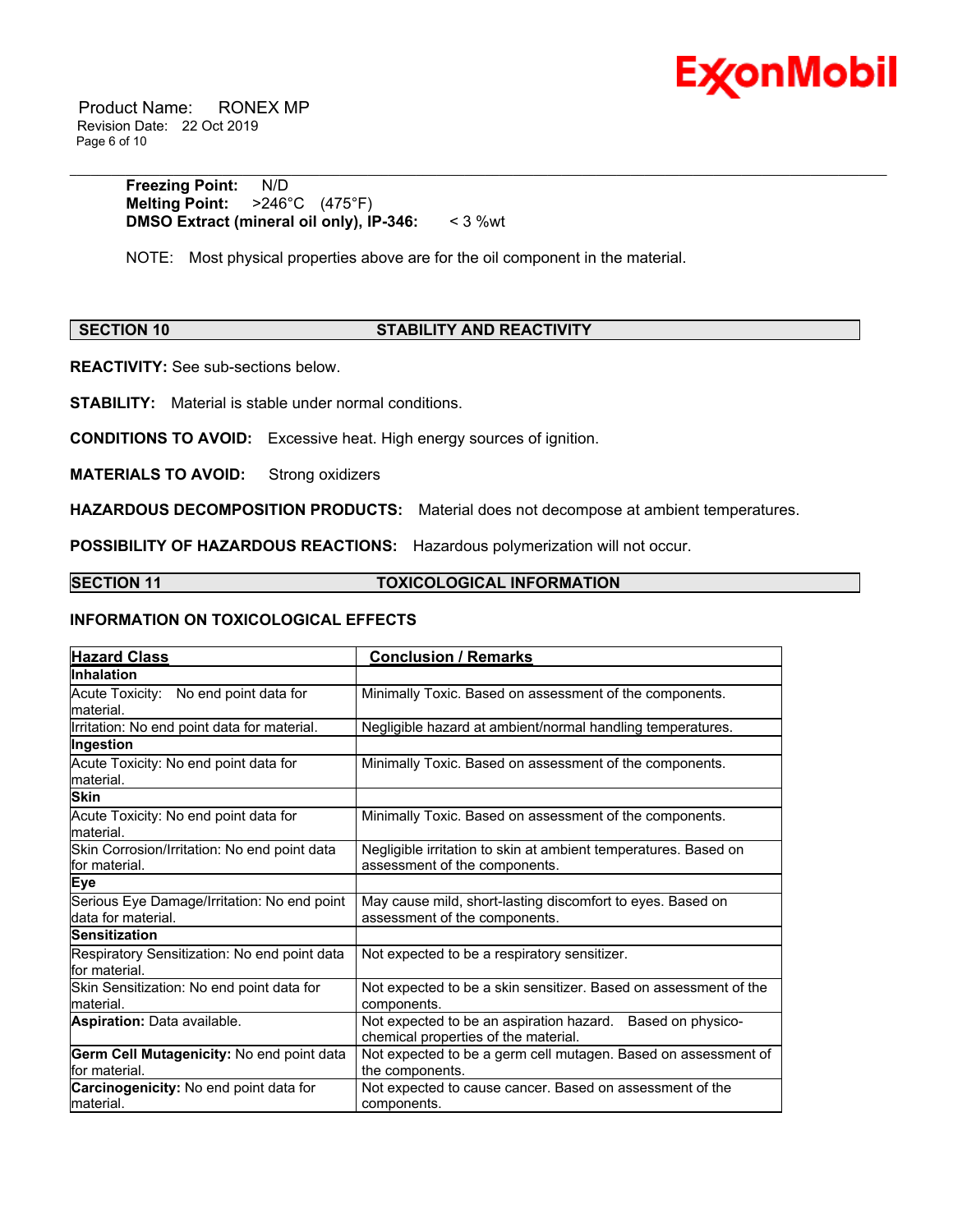**Freezing Point:** N/D
**Melting Point:** >246°C (475°F)
**DMSO Extract (mineral oil only), IP-346:** < 3 %wt

NOTE: Most physical properties above are for the oil component in the material.

## SECTION 10 STABILITY AND REACTIVITY

**REACTIVITY:** See sub-sections below.

**STABILITY:** Material is stable under normal conditions.

**CONDITIONS TO AVOID:** Excessive heat. High energy sources of ignition.

**MATERIALS TO AVOID:** Strong oxidizers

**HAZARDOUS DECOMPOSITION PRODUCTS:** Material does not decompose at ambient temperatures.

**POSSIBILITY OF HAZARDOUS REACTIONS:** Hazardous polymerization will not occur.

## SECTION 11 TOXICOLOGICAL INFORMATION

### INFORMATION ON TOXICOLOGICAL EFFECTS

| Hazard Class | Conclusion / Remarks |
|---|---|
| **Inhalation** | |
| Acute Toxicity: No end point data for material. | Minimally Toxic. Based on assessment of the components. |
| Irritation: No end point data for material. | Negligible hazard at ambient/normal handling temperatures. |
| **Ingestion** | |
| Acute Toxicity: No end point data for material. | Minimally Toxic. Based on assessment of the components. |
| **Skin** | |
| Acute Toxicity: No end point data for material. | Minimally Toxic. Based on assessment of the components. |
| Skin Corrosion/Irritation: No end point data for material. | Negligible irritation to skin at ambient temperatures. Based on assessment of the components. |
| **Eye** | |
| Serious Eye Damage/Irritation: No end point data for material. | May cause mild, short-lasting discomfort to eyes. Based on assessment of the components. |
| **Sensitization** | |
| Respiratory Sensitization: No end point data for material. | Not expected to be a respiratory sensitizer. |
| Skin Sensitization: No end point data for material. | Not expected to be a skin sensitizer. Based on assessment of the components. |
| **Aspiration:** Data available. | Not expected to be an aspiration hazard. Based on physico-chemical properties of the material. |
| **Germ Cell Mutagenicity:** No end point data for material. | Not expected to be a germ cell mutagen. Based on assessment of the components. |
| **Carcinogenicity:** No end point data for material. | Not expected to cause cancer. Based on assessment of the components. |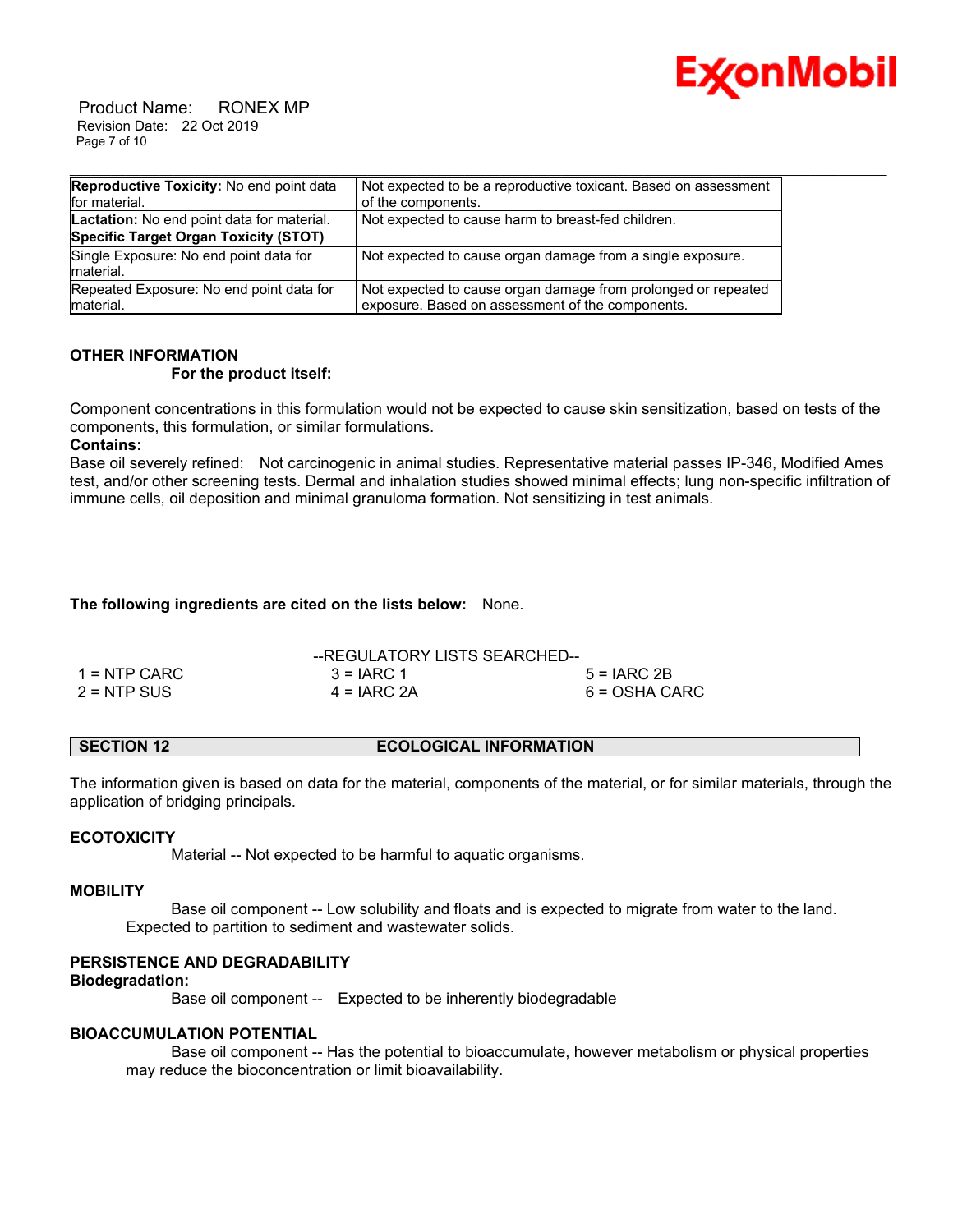| **Reproductive Toxicity:** No end point data for material. | Not expected to be a reproductive toxicant. Based on assessment of the components. |
|---|---|
| **Lactation:** No end point data for material. | Not expected to cause harm to breast-fed children. |
| **Specific Target Organ Toxicity (STOT)** | |
| Single Exposure: No end point data for material. | Not expected to cause organ damage from a single exposure. |
| Repeated Exposure: No end point data for material. | Not expected to cause organ damage from prolonged or repeated exposure. Based on assessment of the components. |

**OTHER INFORMATION**

**For the product itself:**

Component concentrations in this formulation would not be expected to cause skin sensitization, based on tests of the components, this formulation, or similar formulations.

**Contains:**

Base oil severely refined: Not carcinogenic in animal studies. Representative material passes IP-346, Modified Ames test, and/or other screening tests. Dermal and inhalation studies showed minimal effects; lung non-specific infiltration of immune cells, oil deposition and minimal granuloma formation. Not sensitizing in test animals.

**The following ingredients are cited on the lists below:** None.

--REGULATORY LISTS SEARCHED--

| | | |
|---|---|---|
| 1 = NTP CARC | 3 = IARC 1 | 5 = IARC 2B |
| 2 = NTP SUS | 4 = IARC 2A | 6 = OSHA CARC |

## SECTION 12 ECOLOGICAL INFORMATION

The information given is based on data for the material, components of the material, or for similar materials, through the application of bridging principals.

**ECOTOXICITY**

Material -- Not expected to be harmful to aquatic organisms.

**MOBILITY**

Base oil component -- Low solubility and floats and is expected to migrate from water to the land. Expected to partition to sediment and wastewater solids.

**PERSISTENCE AND DEGRADABILITY**

**Biodegradation:**

Base oil component -- Expected to be inherently biodegradable

**BIOACCUMULATION POTENTIAL**

Base oil component -- Has the potential to bioaccumulate, however metabolism or physical properties may reduce the bioconcentration or limit bioavailability.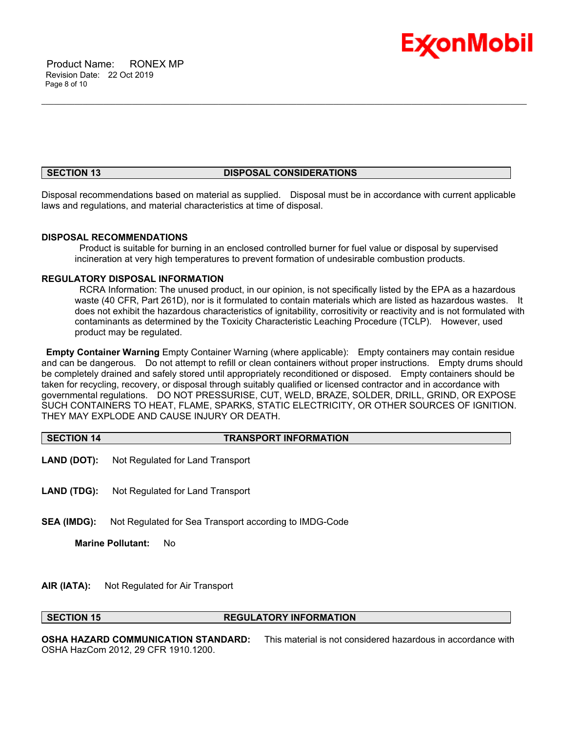## SECTION 13 DISPOSAL CONSIDERATIONS

Disposal recommendations based on material as supplied. Disposal must be in accordance with current applicable laws and regulations, and material characteristics at time of disposal.

**DISPOSAL RECOMMENDATIONS**

Product is suitable for burning in an enclosed controlled burner for fuel value or disposal by supervised incineration at very high temperatures to prevent formation of undesirable combustion products.

**REGULATORY DISPOSAL INFORMATION**

RCRA Information: The unused product, in our opinion, is not specifically listed by the EPA as a hazardous waste (40 CFR, Part 261D), nor is it formulated to contain materials which are listed as hazardous wastes. It does not exhibit the hazardous characteristics of ignitability, corrositivity or reactivity and is not formulated with contaminants as determined by the Toxicity Characteristic Leaching Procedure (TCLP). However, used product may be regulated.

**Empty Container Warning** Empty Container Warning (where applicable): Empty containers may contain residue and can be dangerous. Do not attempt to refill or clean containers without proper instructions. Empty drums should be completely drained and safely stored until appropriately reconditioned or disposed. Empty containers should be taken for recycling, recovery, or disposal through suitably qualified or licensed contractor and in accordance with governmental regulations. DO NOT PRESSURISE, CUT, WELD, BRAZE, SOLDER, DRILL, GRIND, OR EXPOSE SUCH CONTAINERS TO HEAT, FLAME, SPARKS, STATIC ELECTRICITY, OR OTHER SOURCES OF IGNITION. THEY MAY EXPLODE AND CAUSE INJURY OR DEATH.

## SECTION 14 TRANSPORT INFORMATION

**LAND (DOT):** Not Regulated for Land Transport

**LAND (TDG):** Not Regulated for Land Transport

**SEA (IMDG):** Not Regulated for Sea Transport according to IMDG-Code

**Marine Pollutant:** No

**AIR (IATA):** Not Regulated for Air Transport

## SECTION 15 REGULATORY INFORMATION

**OSHA HAZARD COMMUNICATION STANDARD:** This material is not considered hazardous in accordance with OSHA HazCom 2012, 29 CFR 1910.1200.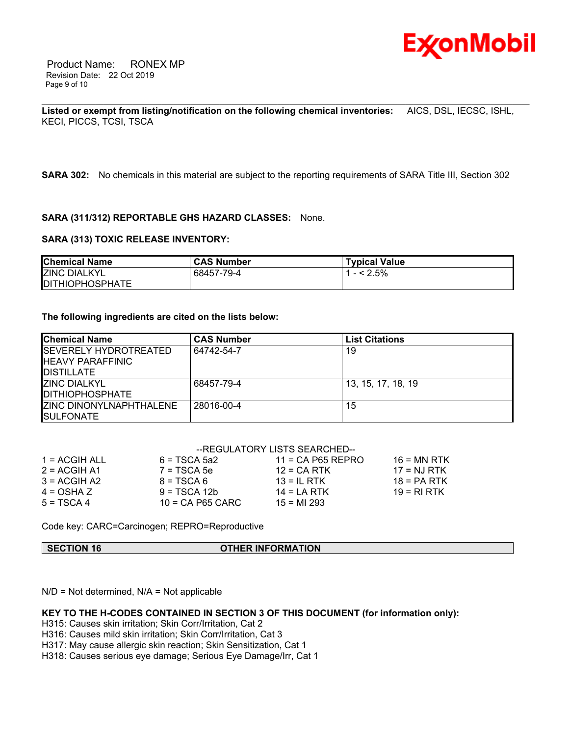**Listed or exempt from listing/notification on the following chemical inventories:** AICS, DSL, IECSC, ISHL, KECI, PICCS, TCSI, TSCA

**SARA 302:** No chemicals in this material are subject to the reporting requirements of SARA Title III, Section 302

**SARA (311/312) REPORTABLE GHS HAZARD CLASSES:** None.

**SARA (313) TOXIC RELEASE INVENTORY:**

| Chemical Name | CAS Number | Typical Value |
|---|---|---|
| ZINC DIALKYL DITHIOPHOSPHATE | 68457-79-4 | 1 - < 2.5% |

**The following ingredients are cited on the lists below:**

| Chemical Name | CAS Number | List Citations |
|---|---|---|
| SEVERELY HYDROTREATED HEAVY PARAFFINIC DISTILLATE | 64742-54-7 | 19 |
| ZINC DIALKYL DITHIOPHOSPHATE | 68457-79-4 | 13, 15, 17, 18, 19 |
| ZINC DINONYLNAPHTHALENE SULFONATE | 28016-00-4 | 15 |

--REGULATORY LISTS SEARCHED--

| | | | |
|---|---|---|---|
| 1 = ACGIH ALL | 6 = TSCA 5a2 | 11 = CA P65 REPRO | 16 = MN RTK |
| 2 = ACGIH A1 | 7 = TSCA 5e | 12 = CA RTK | 17 = NJ RTK |
| 3 = ACGIH A2 | 8 = TSCA 6 | 13 = IL RTK | 18 = PA RTK |
| 4 = OSHA Z | 9 = TSCA 12b | 14 = LA RTK | 19 = RI RTK |
| 5 = TSCA 4 | 10 = CA P65 CARC | 15 = MI 293 | |

Code key: CARC=Carcinogen; REPRO=Reproductive

## SECTION 16 OTHER INFORMATION

N/D = Not determined, N/A = Not applicable

**KEY TO THE H-CODES CONTAINED IN SECTION 3 OF THIS DOCUMENT (for information only):**

H315: Causes skin irritation; Skin Corr/Irritation, Cat 2
H316: Causes mild skin irritation; Skin Corr/Irritation, Cat 3
H317: May cause allergic skin reaction; Skin Sensitization, Cat 1
H318: Causes serious eye damage; Serious Eye Damage/Irr, Cat 1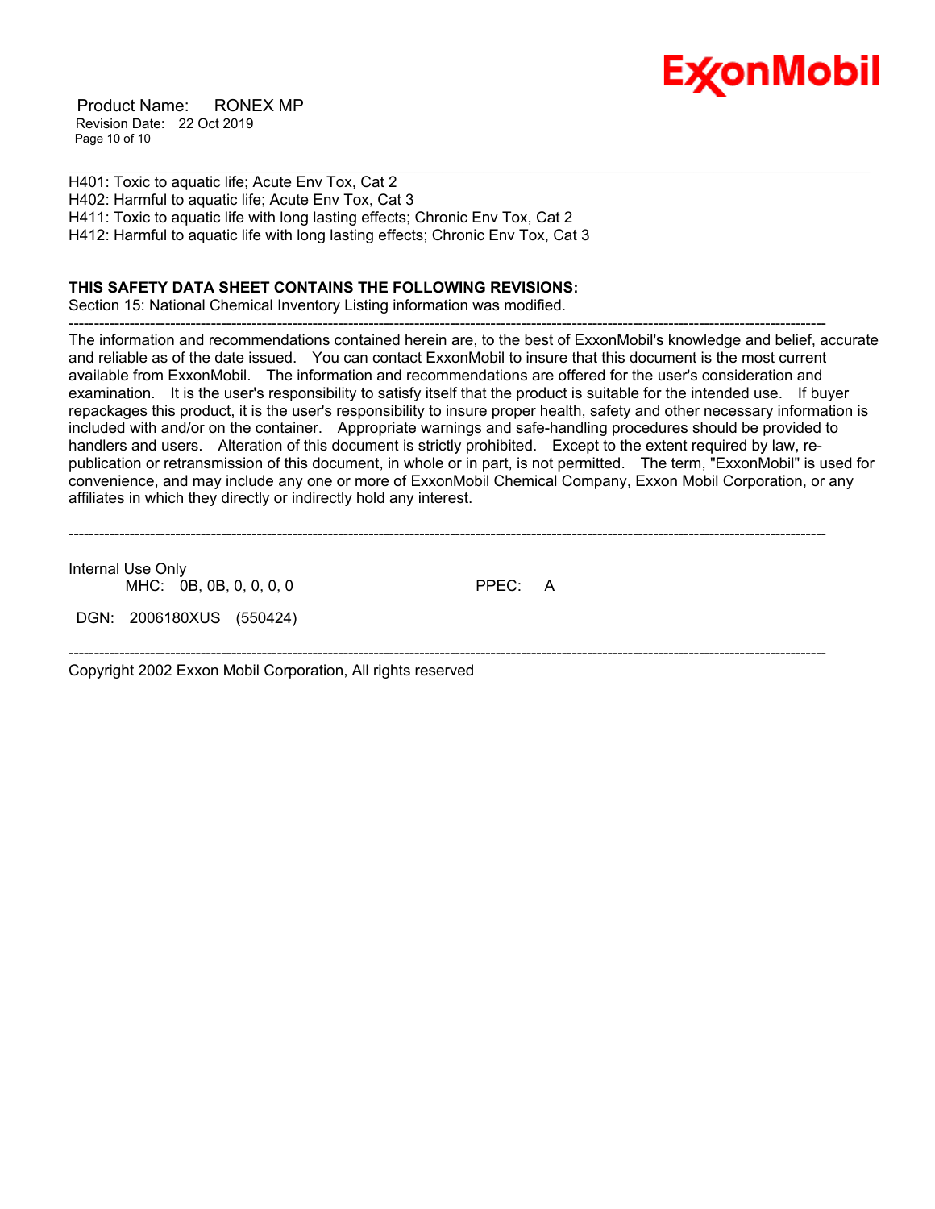H401: Toxic to aquatic life; Acute Env Tox, Cat 2
H402: Harmful to aquatic life; Acute Env Tox, Cat 3
H411: Toxic to aquatic life with long lasting effects; Chronic Env Tox, Cat 2
H412: Harmful to aquatic life with long lasting effects; Chronic Env Tox, Cat 3

**THIS SAFETY DATA SHEET CONTAINS THE FOLLOWING REVISIONS:**
Section 15: National Chemical Inventory Listing information was modified.

-----------------------------------------------------------------------------------------------------------------------------------------------

The information and recommendations contained herein are, to the best of ExxonMobil's knowledge and belief, accurate and reliable as of the date issued. You can contact ExxonMobil to insure that this document is the most current available from ExxonMobil. The information and recommendations are offered for the user's consideration and examination. It is the user's responsibility to satisfy itself that the product is suitable for the intended use. If buyer repackages this product, it is the user's responsibility to insure proper health, safety and other necessary information is included with and/or on the container. Appropriate warnings and safe-handling procedures should be provided to handlers and users. Alteration of this document is strictly prohibited. Except to the extent required by law, re-publication or retransmission of this document, in whole or in part, is not permitted. The term, "ExxonMobil" is used for convenience, and may include any one or more of ExxonMobil Chemical Company, Exxon Mobil Corporation, or any affiliates in which they directly or indirectly hold any interest.

-----------------------------------------------------------------------------------------------------------------------------------------------

Internal Use Only
MHC: 0B, 0B, 0, 0, 0, 0 PPEC: A

DGN: 2006180XUS (550424)

-----------------------------------------------------------------------------------------------------------------------------------------------

Copyright 2002 Exxon Mobil Corporation, All rights reserved